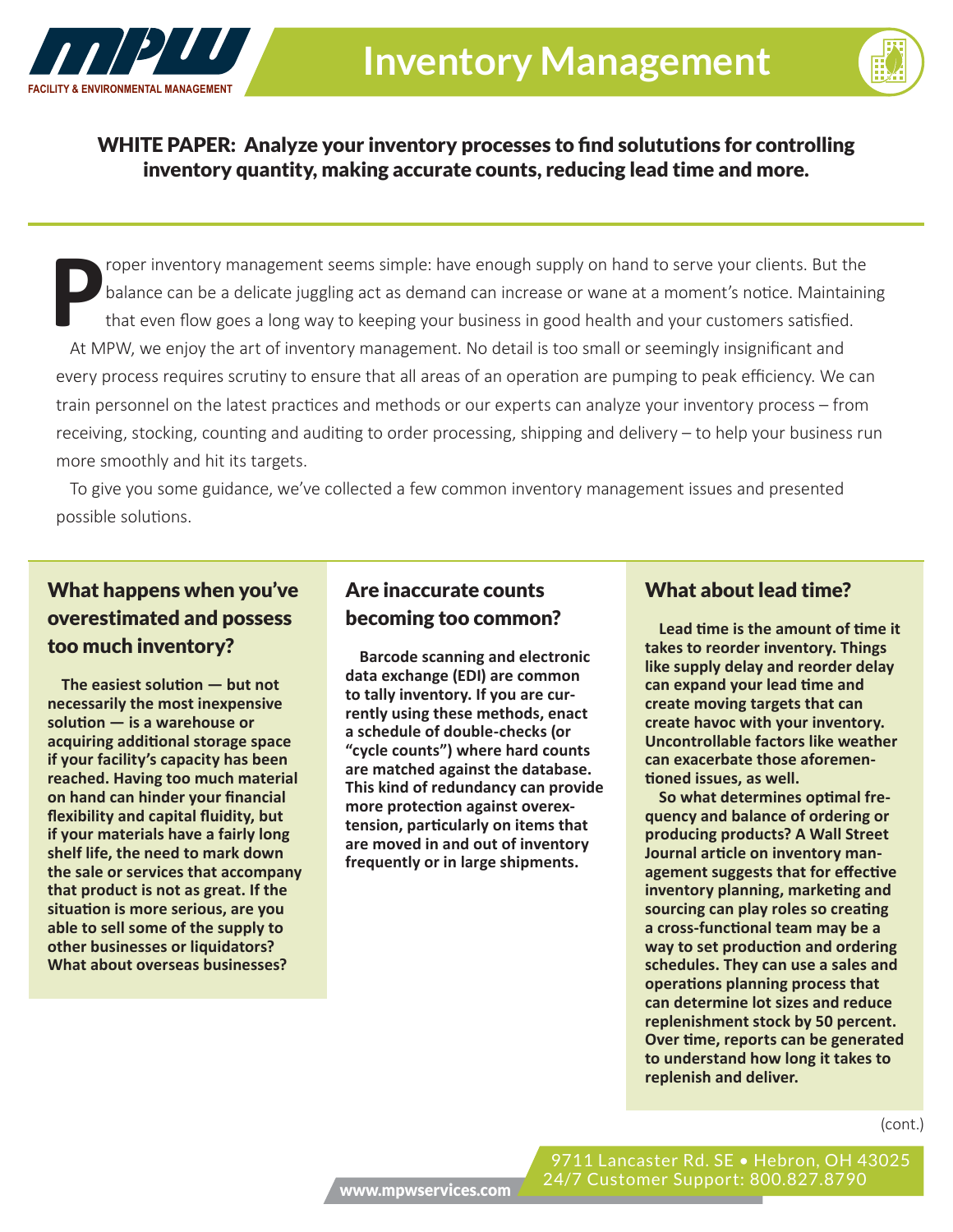# Inventory Management

**WHITE PAPER: Analyze your inventory processes to find solututions for controlling inventory quantity, making accurate counts, reducing lead time and more.**

Proper inventory management seems simple: have enough supply on hand to serve your clients. But the balance can be a delicate juggling act as demand can increase or wane at a moment's notice. Maintaining that even flow goes a long way to keeping your business in good health and your customers satisfied.

At MPW, we enjoy the art of inventory management. No detail is too small or seemingly insignificant and every process requires scrutiny to ensure that all areas of an operation are pumping to peak efficiency. We can train personnel on the latest practices and methods or our experts can analyze your inventory process – from receiving, stocking, counting and auditing to order processing, shipping and delivery – to help your business run more smoothly and hit its targets.

To give you some guidance, we've collected a few common inventory management issues and presented possible solutions.

## What happens when you've overestimated and possess too much inventory?

**The easiest solution — but not necessarily the most inexpensive solution — is a warehouse or acquiring additional storage space if your facility's capacity has been reached. Having too much material on hand can hinder your financial flexibility and capital fluidity, but if your materials have a fairly long shelf life, the need to mark down the sale or services that accompany that product is not as great. If the situation is more serious, are you able to sell some of the supply to other businesses or liquidators? What about overseas businesses?**

## Are inaccurate counts becoming too common?

**Barcode scanning and electronic data exchange (EDI) are common to tally inventory. If you are currently using these methods, enact a schedule of double-checks (or "cycle counts") where hard counts are matched against the database. This kind of redundancy can provide more protection against overextension, particularly on items that are moved in and out of inventory frequently or in large shipments.**

## What about lead time?

**Lead time is the amount of time it takes to reorder inventory. Things like supply delay and reorder delay can expand your lead time and create moving targets that can create havoc with your inventory. Uncontrollable factors like weather can exacerbate those aforementioned issues, as well.**

**So what determines optimal frequency and balance of ordering or producing products? A Wall Street Journal article on inventory management suggests that for effective inventory planning, marketing and sourcing can play roles so creating a cross-functional team may be a way to set production and ordering schedules. They can use a sales and operations planning process that can determine lot sizes and reduce replenishment stock by 50 percent. Over time, reports can be generated to understand how long it takes to replenish and deliver.**

(cont.)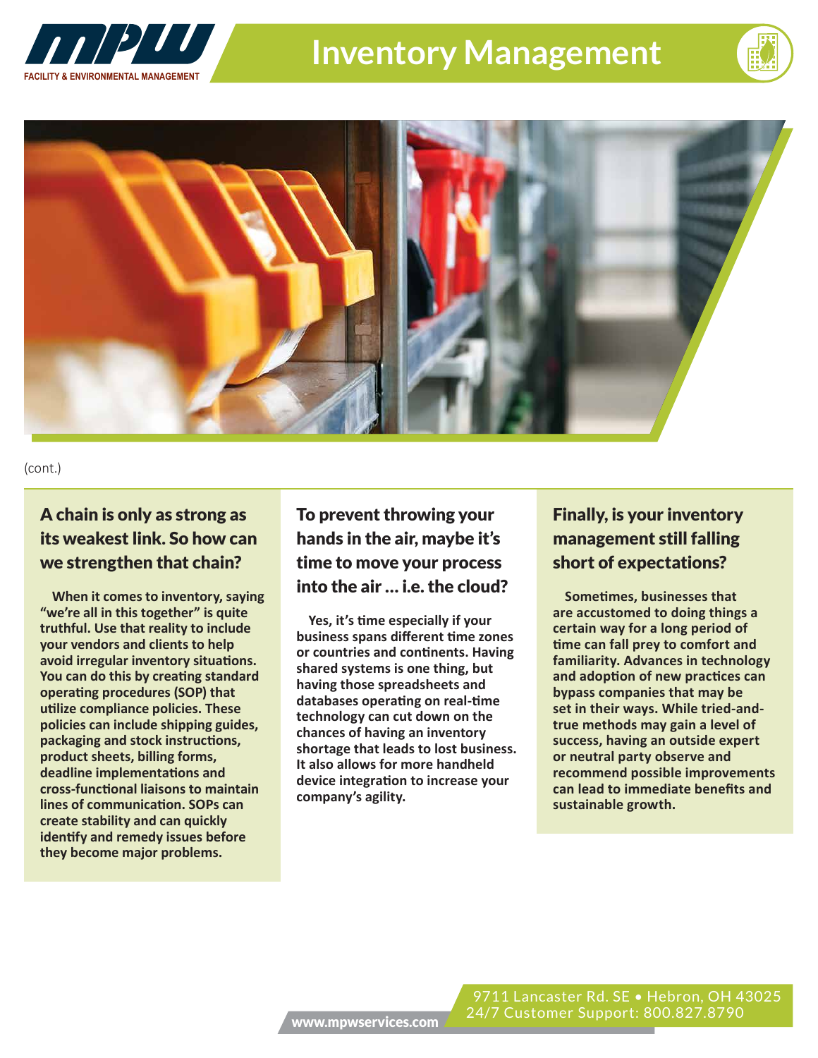# Inventory Management

(cont.)

## A chain is only as strong as its weakest link. So how can we strengthen that chain?

**When it comes to inventory, saying "we're all in this together" is quite truthful. Use that reality to include your vendors and clients to help avoid irregular inventory situations. You can do this by creating standard operating procedures (SOP) that utilize compliance policies. These policies can include shipping guides, packaging and stock instructions, product sheets, billing forms, deadline implementations and cross-functional liaisons to maintain lines of communication. SOPs can create stability and can quickly identify and remedy issues before they become major problems.**

## To prevent throwing your hands in the air, maybe it's time to move your process into the air ... i.e. the cloud?

**Yes, it's time especially if your business spans different time zones or countries and continents. Having shared systems is one thing, but having those spreadsheets and databases operating on real-time technology can cut down on the chances of having an inventory shortage that leads to lost business. It also allows for more handheld device integration to increase your company's agility.**

## Finally, is your inventory management still falling short of expectations?

**Sometimes, businesses that are accustomed to doing things a certain way for a long period of time can fall prey to comfort and familiarity. Advances in technology and adoption of new practices can bypass companies that may be set in their ways. While tried-and-true methods may gain a level of success, having an outside expert or neutral party observe and recommend possible improvements can lead to immediate benefits and sustainable growth.**

9711 Lancaster Rd. SE • Hebron, OH 43025
24/7 Customer Support: 800.827.8790

www.mpwservices.com